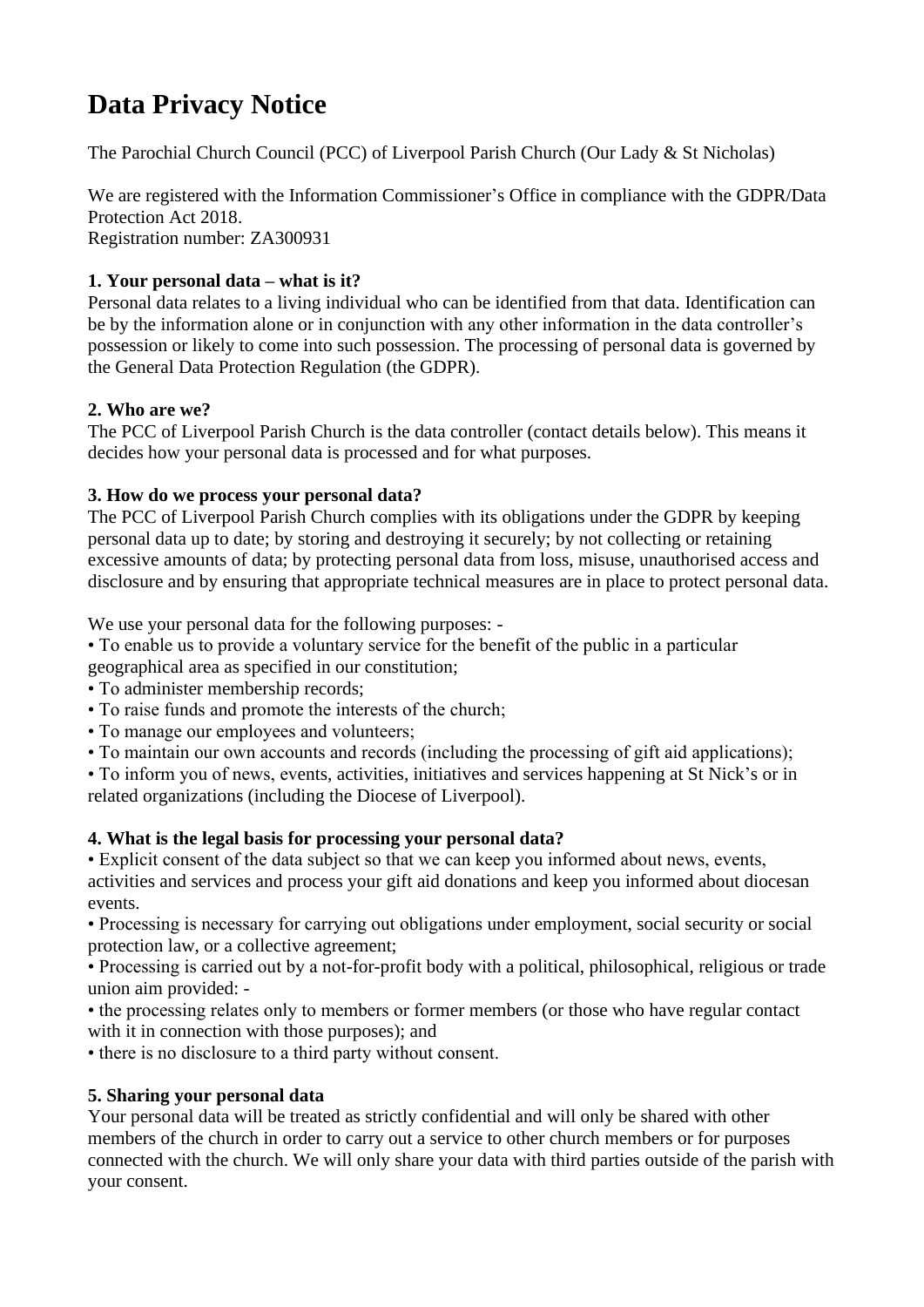# Data Privacy Notice

The Parochial Church Council (PCC) of Liverpool Parish Church (Our Lady & St Nicholas)

We are registered with the Information Commissioner's Office in compliance with the GDPR/Data Protection Act 2018.
Registration number: ZA300931

### 1. Your personal data – what is it?

Personal data relates to a living individual who can be identified from that data. Identification can be by the information alone or in conjunction with any other information in the data controller's possession or likely to come into such possession. The processing of personal data is governed by the General Data Protection Regulation (the GDPR).

### 2. Who are we?

The PCC of Liverpool Parish Church is the data controller (contact details below). This means it decides how your personal data is processed and for what purposes.

### 3. How do we process your personal data?

The PCC of Liverpool Parish Church complies with its obligations under the GDPR by keeping personal data up to date; by storing and destroying it securely; by not collecting or retaining excessive amounts of data; by protecting personal data from loss, misuse, unauthorised access and disclosure and by ensuring that appropriate technical measures are in place to protect personal data.

We use your personal data for the following purposes: -

- To enable us to provide a voluntary service for the benefit of the public in a particular geographical area as specified in our constitution;
- To administer membership records;
- To raise funds and promote the interests of the church;
- To manage our employees and volunteers;
- To maintain our own accounts and records (including the processing of gift aid applications);
- To inform you of news, events, activities, initiatives and services happening at St Nick's or in related organizations (including the Diocese of Liverpool).

### 4. What is the legal basis for processing your personal data?

- Explicit consent of the data subject so that we can keep you informed about news, events, activities and services and process your gift aid donations and keep you informed about diocesan events.
- Processing is necessary for carrying out obligations under employment, social security or social protection law, or a collective agreement;
- Processing is carried out by a not-for-profit body with a political, philosophical, religious or trade union aim provided: -
- the processing relates only to members or former members (or those who have regular contact with it in connection with those purposes); and
- there is no disclosure to a third party without consent.

### 5. Sharing your personal data

Your personal data will be treated as strictly confidential and will only be shared with other members of the church in order to carry out a service to other church members or for purposes connected with the church. We will only share your data with third parties outside of the parish with your consent.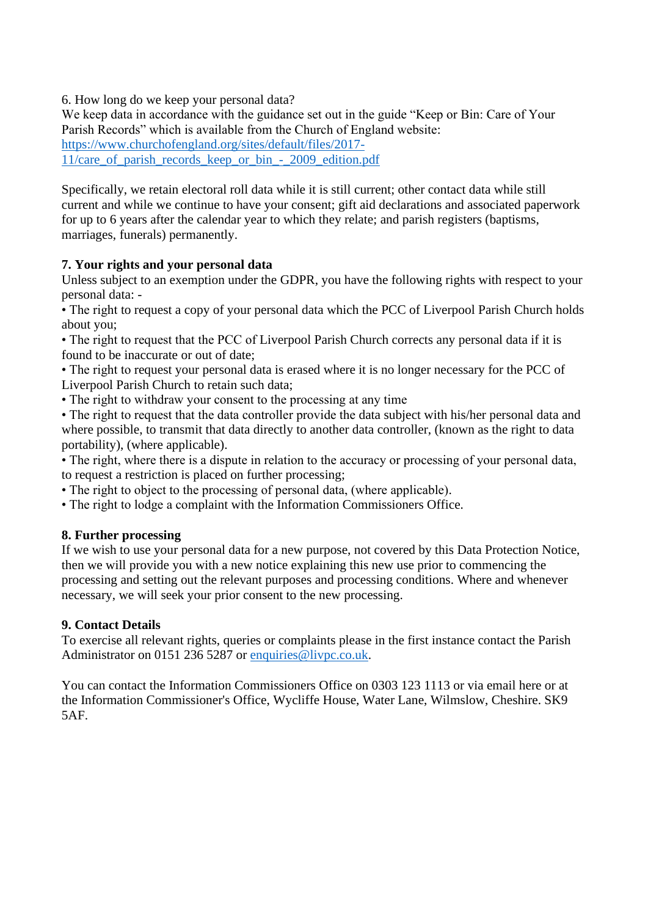6. How long do we keep your personal data?
We keep data in accordance with the guidance set out in the guide "Keep or Bin: Care of Your Parish Records" which is available from the Church of England website: [https://www.churchofengland.org/sites/default/files/2017-11/care_of_parish_records_keep_or_bin_-_2009_edition.pdf](https://www.churchofengland.org/sites/default/files/2017-11/care_of_parish_records_keep_or_bin_-_2009_edition.pdf)

Specifically, we retain electoral roll data while it is still current; other contact data while still current and while we continue to have your consent; gift aid declarations and associated paperwork for up to 6 years after the calendar year to which they relate; and parish registers (baptisms, marriages, funerals) permanently.

**7. Your rights and your personal data**

Unless subject to an exemption under the GDPR, you have the following rights with respect to your personal data: -

- The right to request a copy of your personal data which the PCC of Liverpool Parish Church holds about you;
- The right to request that the PCC of Liverpool Parish Church corrects any personal data if it is found to be inaccurate or out of date;
- The right to request your personal data is erased where it is no longer necessary for the PCC of Liverpool Parish Church to retain such data;
- The right to withdraw your consent to the processing at any time
- The right to request that the data controller provide the data subject with his/her personal data and where possible, to transmit that data directly to another data controller, (known as the right to data portability), (where applicable).
- The right, where there is a dispute in relation to the accuracy or processing of your personal data, to request a restriction is placed on further processing;
- The right to object to the processing of personal data, (where applicable).
- The right to lodge a complaint with the Information Commissioners Office.

**8. Further processing**

If we wish to use your personal data for a new purpose, not covered by this Data Protection Notice, then we will provide you with a new notice explaining this new use prior to commencing the processing and setting out the relevant purposes and processing conditions. Where and whenever necessary, we will seek your prior consent to the new processing.

**9. Contact Details**

To exercise all relevant rights, queries or complaints please in the first instance contact the Parish Administrator on 0151 236 5287 or [enquiries@livpc.co.uk](mailto:enquiries@livpc.co.uk).

You can contact the Information Commissioners Office on 0303 123 1113 or via email here or at the Information Commissioner's Office, Wycliffe House, Water Lane, Wilmslow, Cheshire. SK9 5AF.